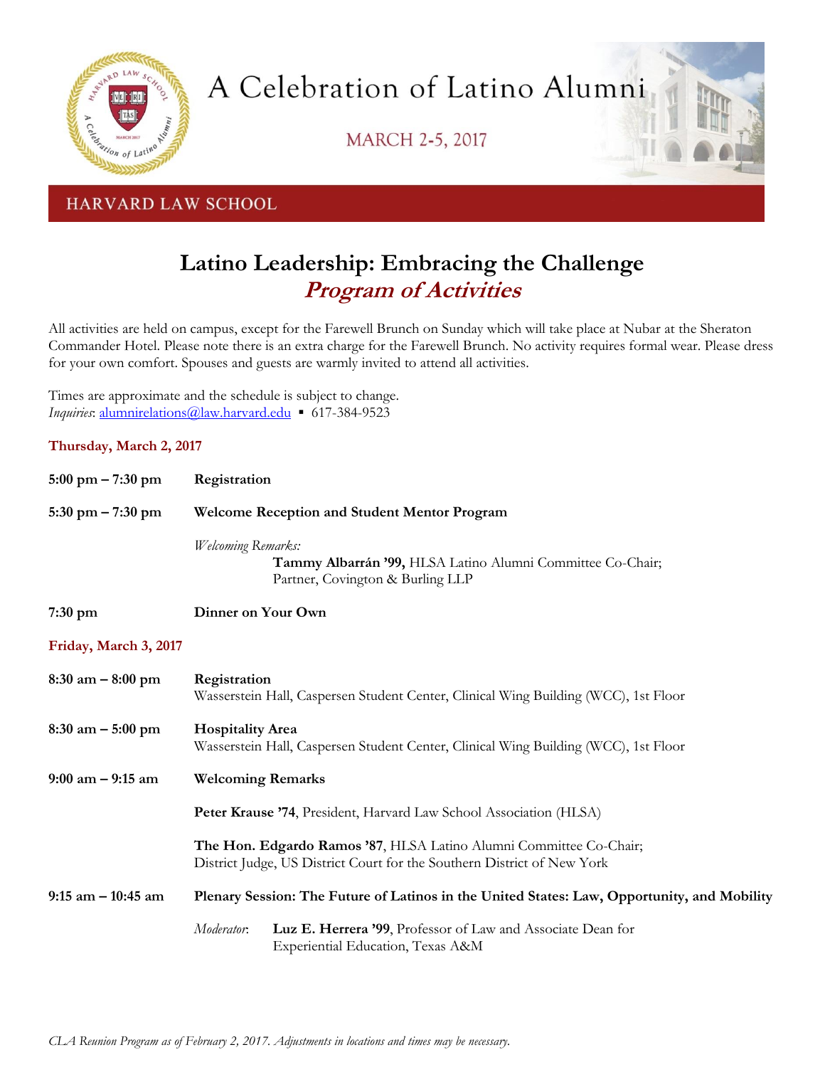# A Celebration of Latino Alumni

MARCH 2-5, 2017

HARVARD LAW SCHOOL

## Latino Leadership: Embracing the Challenge
## *Program of Activities*

All activities are held on campus, except for the Farewell Brunch on Sunday which will take place at Nubar at the Sheraton Commander Hotel. Please note there is an extra charge for the Farewell Brunch. No activity requires formal wear. Please dress for your own comfort. Spouses and guests are warmly invited to attend all activities.

Times are approximate and the schedule is subject to change.
*Inquiries*: alumnirelations@law.harvard.edu ▪ 617-384-9523

### Thursday, March 2, 2017

**5:00 pm – 7:30 pm** **Registration**

**5:30 pm – 7:30 pm** **Welcome Reception and Student Mentor Program**

*Welcoming Remarks:*
**Tammy Albarrán '99,** HLSA Latino Alumni Committee Co-Chair; Partner, Covington & Burling LLP

**7:30 pm** **Dinner on Your Own**

### Friday, March 3, 2017

**8:30 am – 8:00 pm** **Registration**
Wasserstein Hall, Caspersen Student Center, Clinical Wing Building (WCC), 1st Floor

**8:30 am – 5:00 pm** **Hospitality Area**
Wasserstein Hall, Caspersen Student Center, Clinical Wing Building (WCC), 1st Floor

**9:00 am – 9:15 am** **Welcoming Remarks**

**Peter Krause '74**, President, Harvard Law School Association (HLSA)

**The Hon. Edgardo Ramos '87**, HLSA Latino Alumni Committee Co-Chair; District Judge, US District Court for the Southern District of New York

**9:15 am – 10:45 am** **Plenary Session: The Future of Latinos in the United States: Law, Opportunity, and Mobility**

*Moderator*: **Luz E. Herrera '99**, Professor of Law and Associate Dean for Experiential Education, Texas A&M

*CLA Reunion Program as of February 2, 2017. Adjustments in locations and times may be necessary.*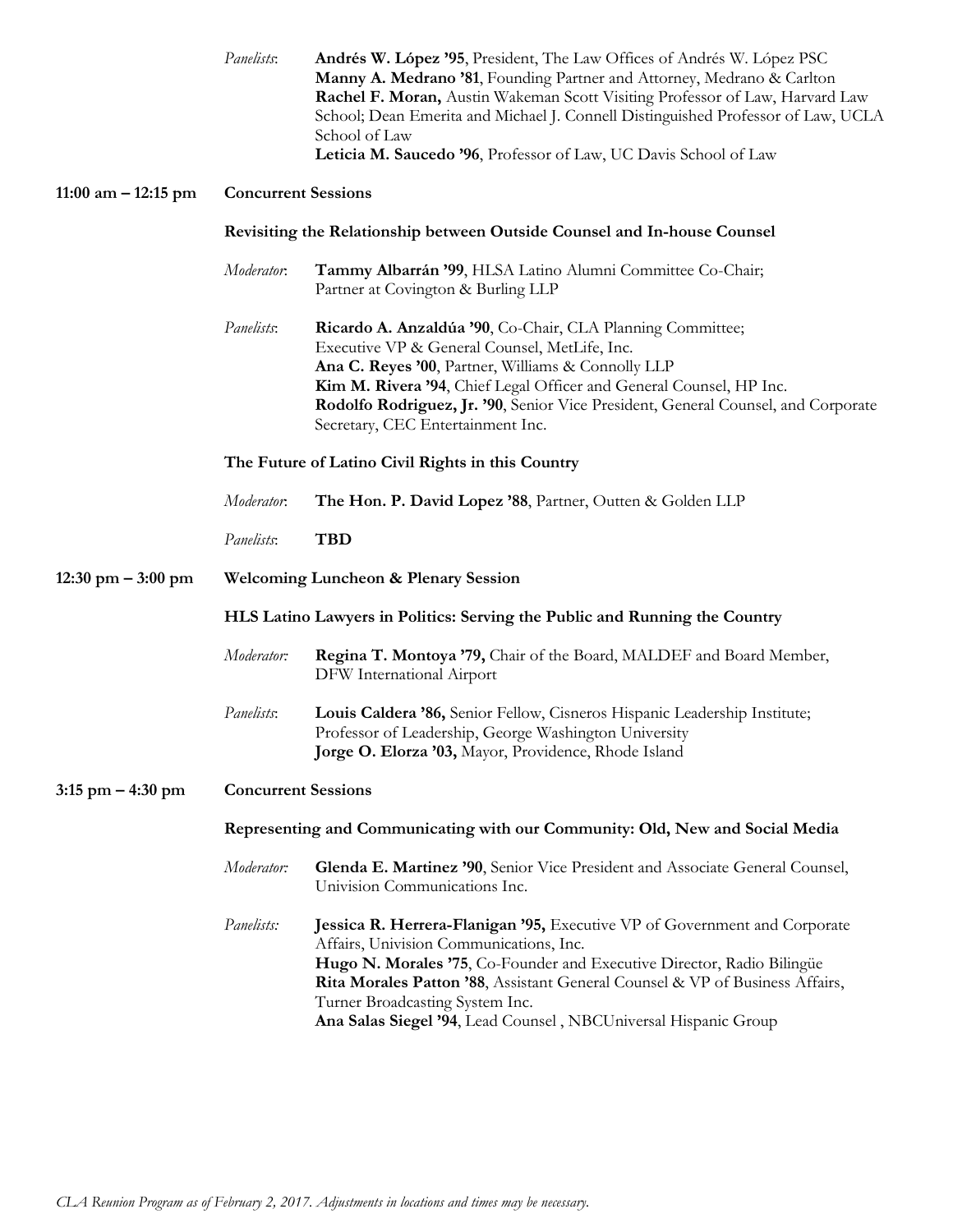*Panelists*: **Andrés W. López '95**, President, The Law Offices of Andrés W. López PSC
**Manny A. Medrano '81**, Founding Partner and Attorney, Medrano & Carlton
**Rachel F. Moran,** Austin Wakeman Scott Visiting Professor of Law, Harvard Law School; Dean Emerita and Michael J. Connell Distinguished Professor of Law, UCLA School of Law
**Leticia M. Saucedo '96**, Professor of Law, UC Davis School of Law

**11:00 am – 12:15 pm** **Concurrent Sessions**

**Revisiting the Relationship between Outside Counsel and In-house Counsel**

*Moderator*: **Tammy Albarrán '99**, HLSA Latino Alumni Committee Co-Chair; Partner at Covington & Burling LLP

*Panelists*: **Ricardo A. Anzaldúa '90**, Co-Chair, CLA Planning Committee; Executive VP & General Counsel, MetLife, Inc.
**Ana C. Reyes '00**, Partner, Williams & Connolly LLP
**Kim M. Rivera '94**, Chief Legal Officer and General Counsel, HP Inc.
**Rodolfo Rodriguez, Jr. '90**, Senior Vice President, General Counsel, and Corporate Secretary, CEC Entertainment Inc.

**The Future of Latino Civil Rights in this Country**

*Moderator*: **The Hon. P. David Lopez '88**, Partner, Outten & Golden LLP

*Panelists*: **TBD**

**12:30 pm – 3:00 pm** **Welcoming Luncheon & Plenary Session**

**HLS Latino Lawyers in Politics: Serving the Public and Running the Country**

*Moderator:* **Regina T. Montoya '79,** Chair of the Board, MALDEF and Board Member, DFW International Airport

*Panelists*: **Louis Caldera '86,** Senior Fellow, Cisneros Hispanic Leadership Institute; Professor of Leadership, George Washington University
**Jorge O. Elorza '03,** Mayor, Providence, Rhode Island

**3:15 pm – 4:30 pm** **Concurrent Sessions**

**Representing and Communicating with our Community: Old, New and Social Media**

*Moderator:* **Glenda E. Martinez '90**, Senior Vice President and Associate General Counsel, Univision Communications Inc.

*Panelists:* **Jessica R. Herrera-Flanigan '95,** Executive VP of Government and Corporate Affairs, Univision Communications, Inc.
**Hugo N. Morales '75**, Co-Founder and Executive Director, Radio Bilingüe
**Rita Morales Patton '88**, Assistant General Counsel & VP of Business Affairs, Turner Broadcasting System Inc.
**Ana Salas Siegel '94**, Lead Counsel , NBCUniversal Hispanic Group

*CLA Reunion Program as of February 2, 2017. Adjustments in locations and times may be necessary.*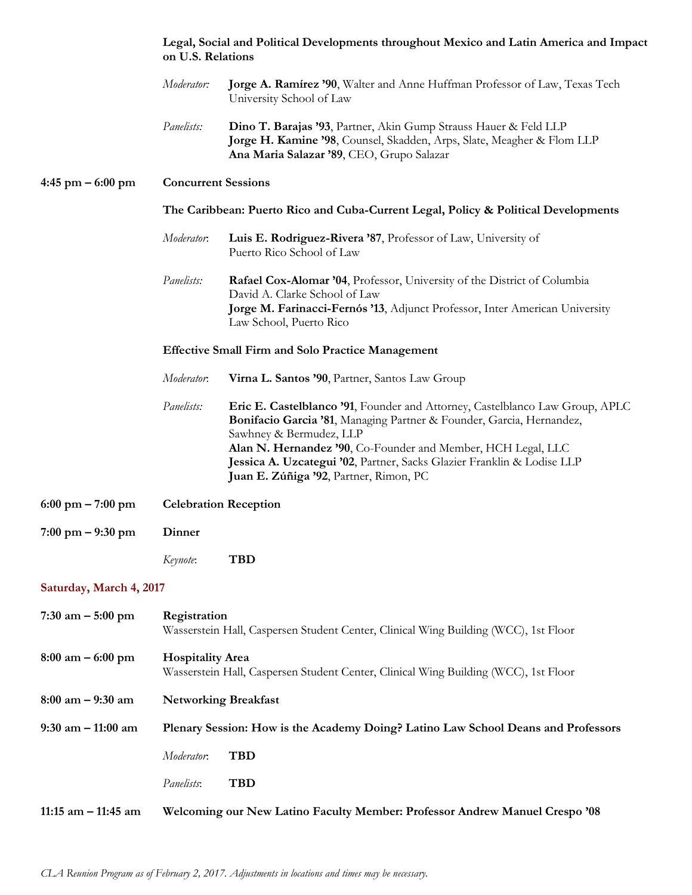**Legal, Social and Political Developments throughout Mexico and Latin America and Impact on U.S. Relations**

*Moderator:* **Jorge A. Ramírez '90**, Walter and Anne Huffman Professor of Law, Texas Tech University School of Law

*Panelists:* **Dino T. Barajas '93**, Partner, Akin Gump Strauss Hauer & Feld LLP
**Jorge H. Kamine '98**, Counsel, Skadden, Arps, Slate, Meagher & Flom LLP
**Ana Maria Salazar '89**, CEO, Grupo Salazar

**4:45 pm – 6:00 pm** **Concurrent Sessions**

**The Caribbean: Puerto Rico and Cuba-Current Legal, Policy & Political Developments**

*Moderator*: **Luis E. Rodriguez-Rivera '87**, Professor of Law, University of Puerto Rico School of Law

*Panelists:* **Rafael Cox-Alomar '04**, Professor, University of the District of Columbia David A. Clarke School of Law
**Jorge M. Farinacci-Fernós '13**, Adjunct Professor, Inter American University Law School, Puerto Rico

**Effective Small Firm and Solo Practice Management**

*Moderator*: **Virna L. Santos '90**, Partner, Santos Law Group

*Panelists:* **Eric E. Castelblanco '91**, Founder and Attorney, Castelblanco Law Group, APLC
**Bonifacio Garcia '81**, Managing Partner & Founder, Garcia, Hernandez, Sawhney & Bermudez, LLP
**Alan N. Hernandez '90**, Co-Founder and Member, HCH Legal, LLC
**Jessica A. Uzcategui '02**, Partner, Sacks Glazier Franklin & Lodise LLP
**Juan E. Zúñiga '92**, Partner, Rimon, PC

**6:00 pm – 7:00 pm** **Celebration Reception**

**7:00 pm – 9:30 pm** **Dinner**

*Keynote*: **TBD**

## Saturday, March 4, 2017

**7:30 am – 5:00 pm** **Registration**
Wasserstein Hall, Caspersen Student Center, Clinical Wing Building (WCC), 1st Floor

**8:00 am – 6:00 pm** **Hospitality Area**
Wasserstein Hall, Caspersen Student Center, Clinical Wing Building (WCC), 1st Floor

**8:00 am – 9:30 am** **Networking Breakfast**

**9:30 am – 11:00 am** **Plenary Session: How is the Academy Doing? Latino Law School Deans and Professors**

*Moderator*: **TBD**

*Panelists*: **TBD**

**11:15 am – 11:45 am** **Welcoming our New Latino Faculty Member: Professor Andrew Manuel Crespo '08**

*CLA Reunion Program as of February 2, 2017. Adjustments in locations and times may be necessary.*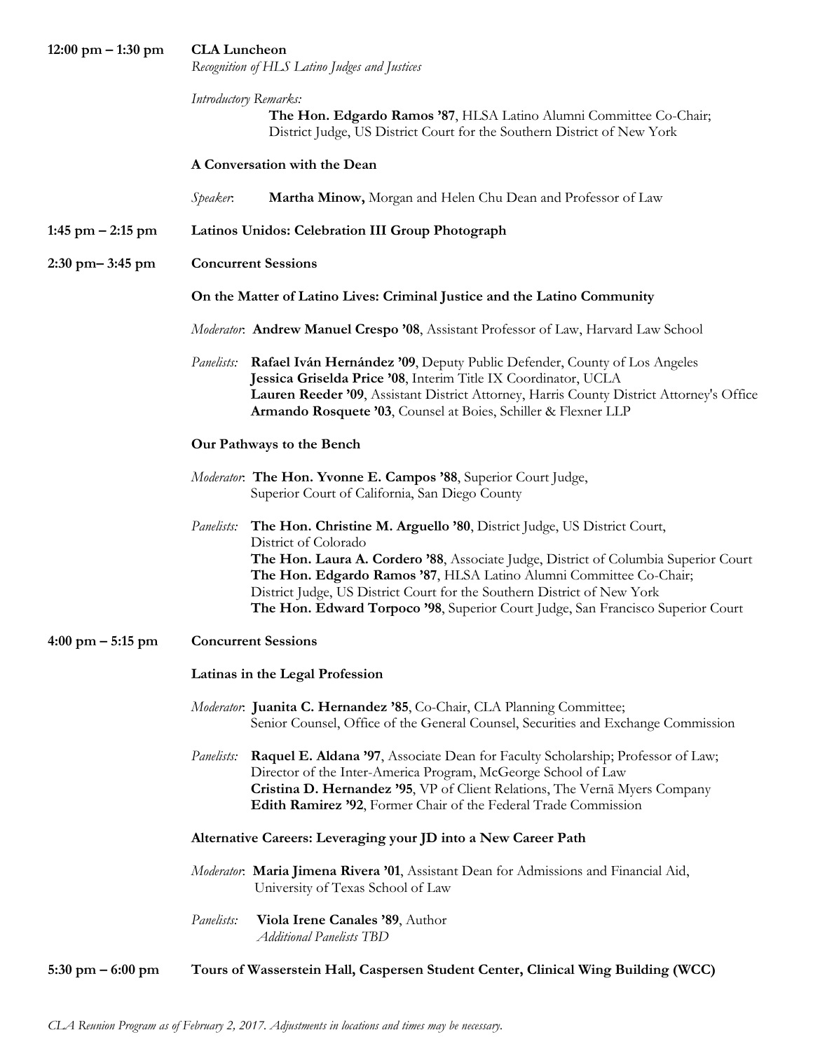**12:00 pm – 1:30 pm** **CLA Luncheon**

*Recognition of HLS Latino Judges and Justices*

*Introductory Remarks:*
**The Hon. Edgardo Ramos ’87**, HLSA Latino Alumni Committee Co-Chair; District Judge, US District Court for the Southern District of New York

**A Conversation with the Dean**

*Speaker*: **Martha Minow,** Morgan and Helen Chu Dean and Professor of Law

**1:45 pm – 2:15 pm** **Latinos Unidos: Celebration III Group Photograph**

**2:30 pm– 3:45 pm** **Concurrent Sessions**

**On the Matter of Latino Lives: Criminal Justice and the Latino Community**

*Moderator*: **Andrew Manuel Crespo ’08**, Assistant Professor of Law, Harvard Law School

*Panelists:*
**Rafael Iván Hernández ’09**, Deputy Public Defender, County of Los Angeles
**Jessica Griselda Price ’08**, Interim Title IX Coordinator, UCLA
**Lauren Reeder ’09**, Assistant District Attorney, Harris County District Attorney's Office
**Armando Rosquete ’03**, Counsel at Boies, Schiller & Flexner LLP

**Our Pathways to the Bench**

*Moderator*: **The Hon. Yvonne E. Campos ’88**, Superior Court Judge, Superior Court of California, San Diego County

*Panelists:*
**The Hon. Christine M. Arguello ’80**, District Judge, US District Court, District of Colorado
**The Hon. Laura A. Cordero ’88**, Associate Judge, District of Columbia Superior Court
**The Hon. Edgardo Ramos ’87**, HLSA Latino Alumni Committee Co-Chair; District Judge, US District Court for the Southern District of New York
**The Hon. Edward Torpoco ’98**, Superior Court Judge, San Francisco Superior Court

**4:00 pm – 5:15 pm** **Concurrent Sessions**

**Latinas in the Legal Profession**

*Moderator*: **Juanita C. Hernandez ’85**, Co-Chair, CLA Planning Committee; Senior Counsel, Office of the General Counsel, Securities and Exchange Commission

*Panelists:*
**Raquel E. Aldana ’97**, Associate Dean for Faculty Scholarship; Professor of Law; Director of the Inter-America Program, McGeorge School of Law
**Cristina D. Hernandez ’95**, VP of Client Relations, The Vernā Myers Company
**Edith Ramirez ’92**, Former Chair of the Federal Trade Commission

**Alternative Careers: Leveraging your JD into a New Career Path**

*Moderator*: **Maria Jimena Rivera ’01**, Assistant Dean for Admissions and Financial Aid, University of Texas School of Law

*Panelists:*
**Viola Irene Canales ’89**, Author
*Additional Panelists TBD*

**5:30 pm – 6:00 pm** **Tours of Wasserstein Hall, Caspersen Student Center, Clinical Wing Building (WCC)**

*CLA Reunion Program as of February 2, 2017. Adjustments in locations and times may be necessary.*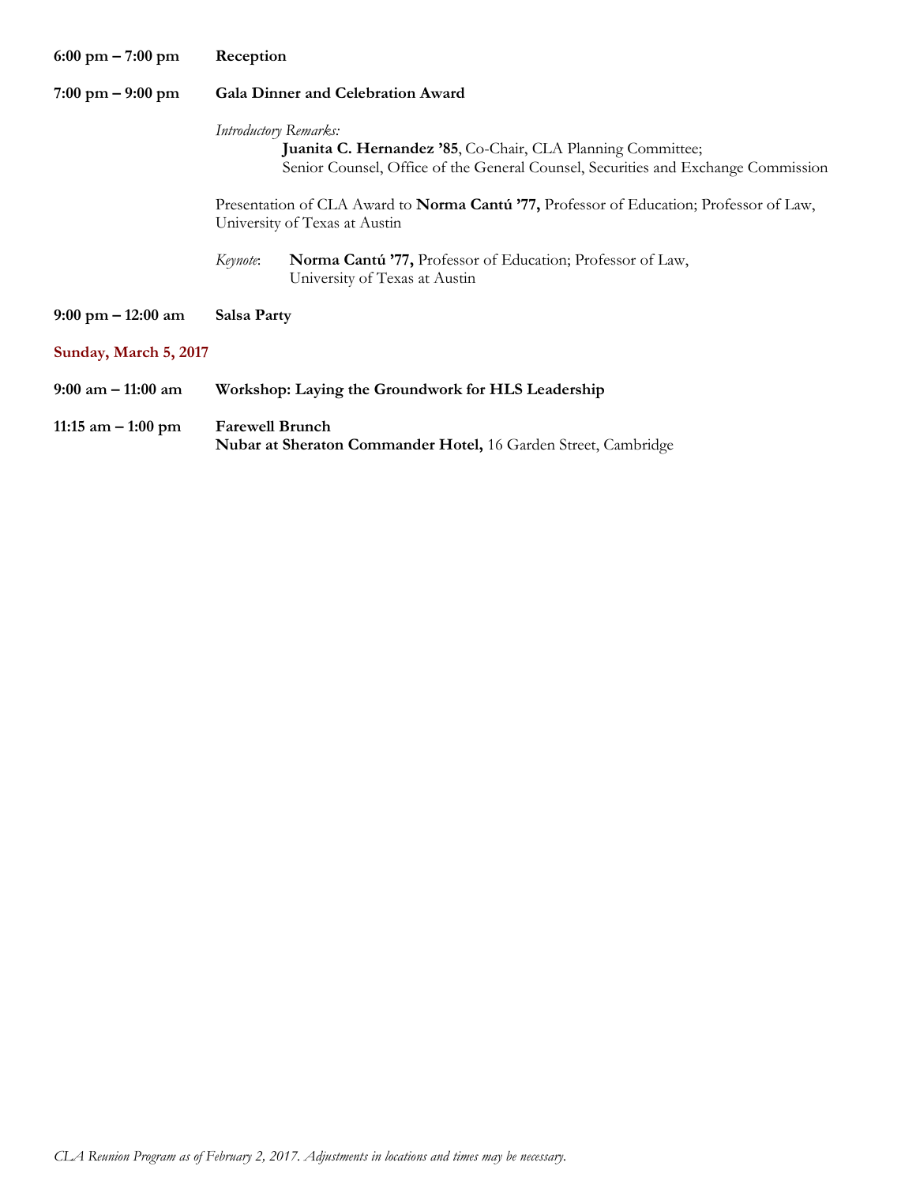**6:00 pm – 7:00 pm** **Reception**

**7:00 pm – 9:00 pm** **Gala Dinner and Celebration Award**

*Introductory Remarks:*
**Juanita C. Hernandez '85**, Co-Chair, CLA Planning Committee;
Senior Counsel, Office of the General Counsel, Securities and Exchange Commission

Presentation of CLA Award to **Norma Cantú '77,** Professor of Education; Professor of Law, University of Texas at Austin

*Keynote*: **Norma Cantú '77,** Professor of Education; Professor of Law, University of Texas at Austin

**9:00 pm – 12:00 am** **Salsa Party**

## Sunday, March 5, 2017

**9:00 am – 11:00 am** **Workshop: Laying the Groundwork for HLS Leadership**

**11:15 am – 1:00 pm** **Farewell Brunch**
**Nubar at Sheraton Commander Hotel,** 16 Garden Street, Cambridge

*CLA Reunion Program as of February 2, 2017. Adjustments in locations and times may be necessary.*